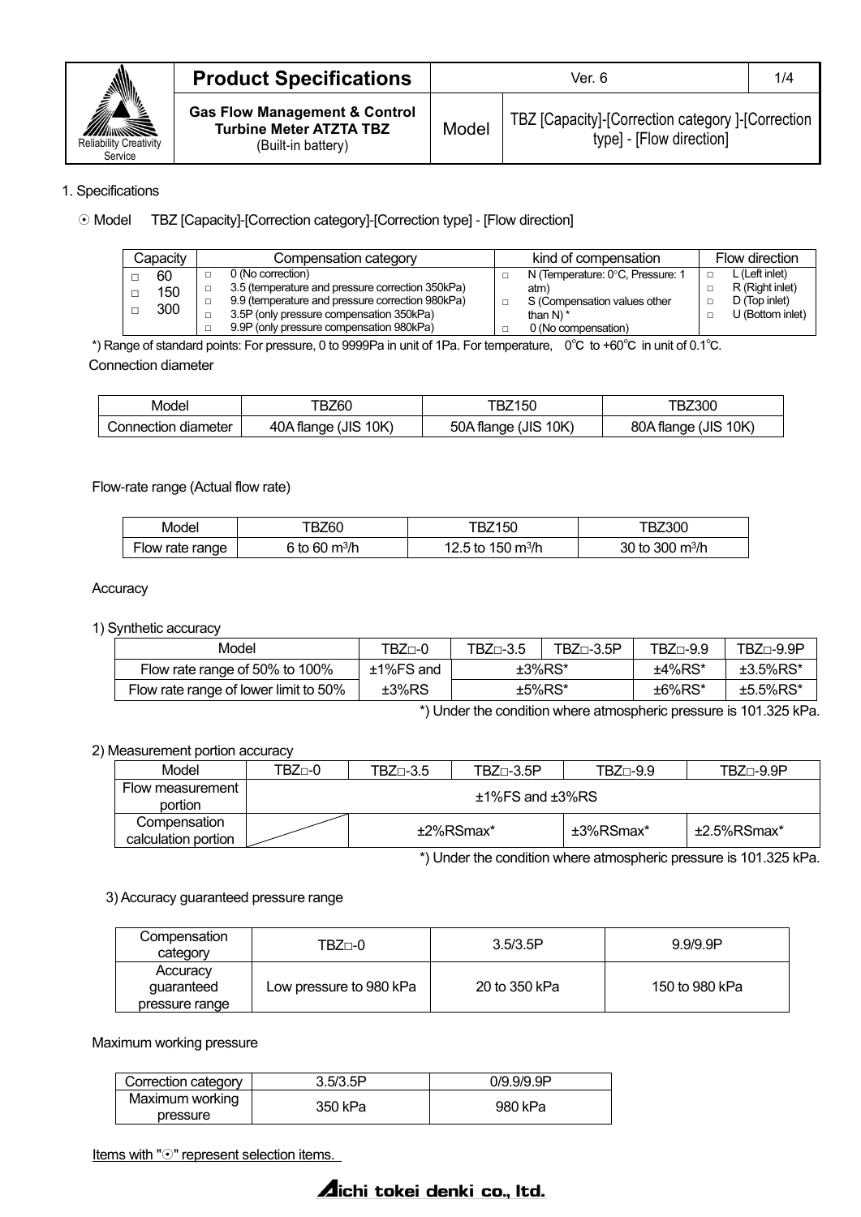| Reliability Creativity Service | **Product Specifications** | Ver. 6 | |
|---|---|---|---|
| | **Gas Flow Management & Control Turbine Meter ATZTA TBZ** (Built-in battery) | Model | TBZ [Capacity]-[Correction category ]-[Correction type] - [Flow direction] |

1. Specifications

⊙ Model TBZ [Capacity]-[Correction category]-[Correction type] - [Flow direction]

| Capacity | Compensation category | kind of compensation | Flow direction |
|---|---|---|---|
| □ 60<br>□ 150<br>□ 300 | □ 0 (No correction)<br>□ 3.5 (temperature and pressure correction 350kPa)<br>□ 9.9 (temperature and pressure correction 980kPa)<br>□ 3.5P (only pressure compensation 350kPa)<br>□ 9.9P (only pressure compensation 980kPa) | □ N (Temperature: 0°C, Pressure: 1 atm)<br>□ S (Compensation values other than N) *<br>□ 0 (No compensation) | □ L (Left inlet)<br>□ R (Right inlet)<br>□ D (Top inlet)<br>□ U (Bottom inlet) |

*) Range of standard points: For pressure, 0 to 9999Pa in unit of 1Pa. For temperature, 0℃ to +60℃ in unit of 0.1℃.

Connection diameter

| Model | TBZ60 | TBZ150 | TBZ300 |
|---|---|---|---|
| Connection diameter | 40A flange (JIS 10K) | 50A flange (JIS 10K) | 80A flange (JIS 10K) |

Flow-rate range (Actual flow rate)

| Model | TBZ60 | TBZ150 | TBZ300 |
|---|---|---|---|
| Flow rate range | 6 to 60 $m^3$/h | 12.5 to 150 $m^3$/h | 30 to 300 $m^3$/h |

Accuracy

1) Synthetic accuracy

| Model | TBZ□-0 | TBZ□-3.5 | TBZ□-3.5P | TBZ□-9.9 | TBZ□-9.9P |
|---|---|---|---|---|---|
| Flow rate range of 50% to 100% | ±1%FS and ±3%RS | ±3%RS* | | ±4%RS* | ±3.5%RS* |
| Flow rate range of lower limit to 50% | | ±5%RS* | | ±6%RS* | ±5.5%RS* |

*) Under the condition where atmospheric pressure is 101.325 kPa.

2) Measurement portion accuracy

| Model | TBZ□-0 | TBZ□-3.5 | TBZ□-3.5P | TBZ□-9.9 | TBZ□-9.9P |
|---|---|---|---|---|---|
| Flow measurement portion | ±1%FS and ±3%RS | | | | |
| Compensation calculation portion | | ±2%RSmax* | | ±3%RSmax* | ±2.5%RSmax* |

*) Under the condition where atmospheric pressure is 101.325 kPa.

3) Accuracy guaranteed pressure range

| Compensation category | TBZ□-0 | 3.5/3.5P | 9.9/9.9P |
|---|---|---|---|
| Accuracy guaranteed pressure range | Low pressure to 980 kPa | 20 to 350 kPa | 150 to 980 kPa |

Maximum working pressure

| Correction category | 3.5/3.5P | 0/9.9/9.9P |
|---|---|---|
| Maximum working pressure | 350 kPa | 980 kPa |

Items with "⊙" represent selection items.

Aichi tokei denki co., ltd.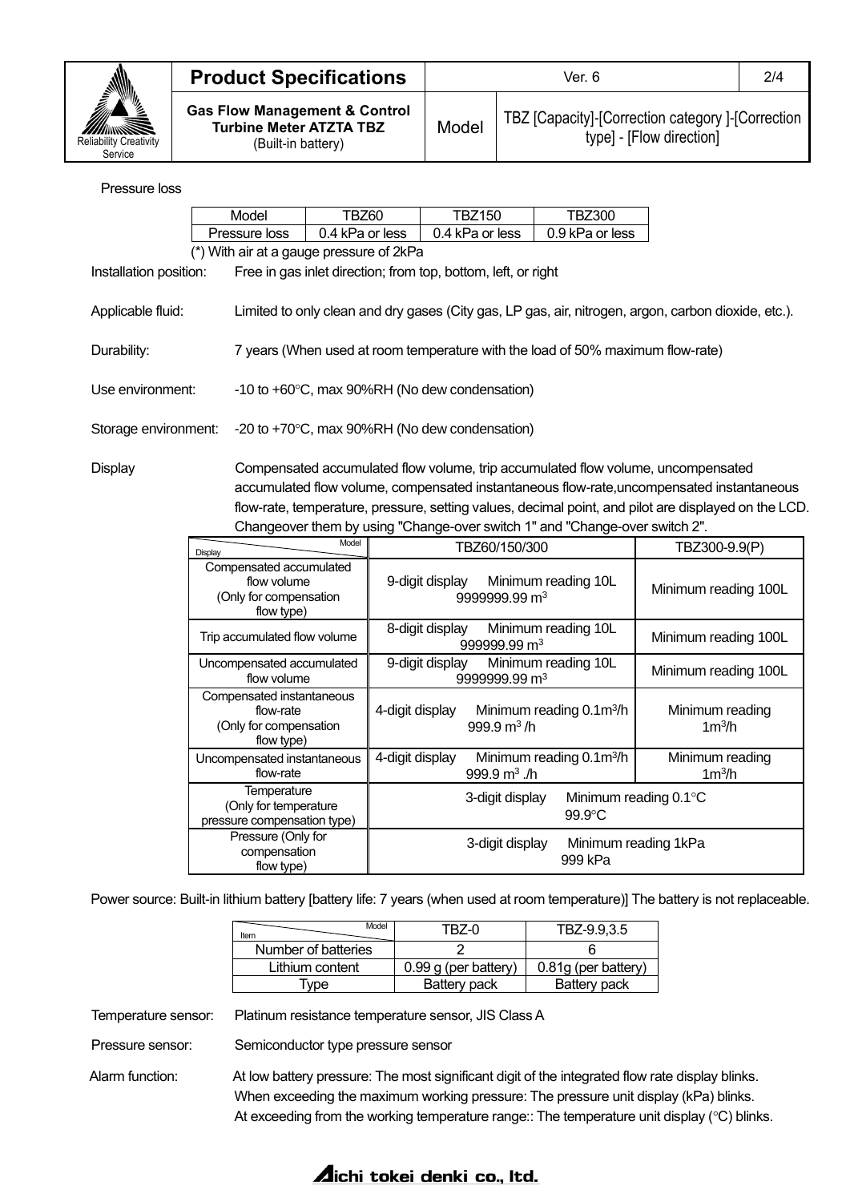Pressure loss

| Model | TBZ60 | TBZ150 | TBZ300 |
|---|---|---|---|
| Pressure loss | 0.4 kPa or less | 0.4 kPa or less | 0.9 kPa or less |

(*) With air at a gauge pressure of 2kPa

Installation position: Free in gas inlet direction; from top, bottom, left, or right

Applicable fluid: Limited to only clean and dry gases (City gas, LP gas, air, nitrogen, argon, carbon dioxide, etc.).

Durability: 7 years (When used at room temperature with the load of 50% maximum flow-rate)

Use environment: -10 to +60°C, max 90%RH (No dew condensation)

Storage environment: -20 to +70°C, max 90%RH (No dew condensation)

Display: Compensated accumulated flow volume, trip accumulated flow volume, uncompensated accumulated flow volume, compensated instantaneous flow-rate,uncompensated instantaneous flow-rate, temperature, pressure, setting values, decimal point, and pilot are displayed on the LCD. Changeover them by using "Change-over switch 1" and "Change-over switch 2".

| Display \ Model | TBZ60/150/300 | TBZ300-9.9(P) |
|---|---|---|
| Compensated accumulated flow volume (Only for compensation flow type) | 9-digit display Minimum reading 10L 9999999.99 $m^3$ | Minimum reading 100L |
| Trip accumulated flow volume | 8-digit display Minimum reading 10L 999999.99 $m^3$ | Minimum reading 100L |
| Uncompensated accumulated flow volume | 9-digit display Minimum reading 10L 9999999.99 $m^3$ | Minimum reading 100L |
| Compensated instantaneous flow-rate (Only for compensation flow type) | 4-digit display Minimum reading 0.1$m^3$/h 999.9 $m^3$ /h | Minimum reading 1$m^3$/h |
| Uncompensated instantaneous flow-rate | 4-digit display Minimum reading 0.1$m^3$/h 999.9 $m^3$ ./h | Minimum reading 1$m^3$/h |
| Temperature (Only for temperature pressure compensation type) | 3-digit display Minimum reading 0.1°C 99.9°C | |
| Pressure (Only for compensation flow type) | 3-digit display Minimum reading 1kPa 999 kPa | |

Power source: Built-in lithium battery [battery life: 7 years (when used at room temperature)] The battery is not replaceable.

| Item \ Model | TBZ-0 | TBZ-9.9,3.5 |
|---|---|---|
| Number of batteries | 2 | 6 |
| Lithium content | 0.99 g (per battery) | 0.81g (per battery) |
| Type | Battery pack | Battery pack |

Temperature sensor: Platinum resistance temperature sensor, JIS Class A

Pressure sensor: Semiconductor type pressure sensor

Alarm function: At low battery pressure: The most significant digit of the integrated flow rate display blinks.
When exceeding the maximum working pressure: The pressure unit display (kPa) blinks.
At exceeding from the working temperature range:: The temperature unit display (°C) blinks.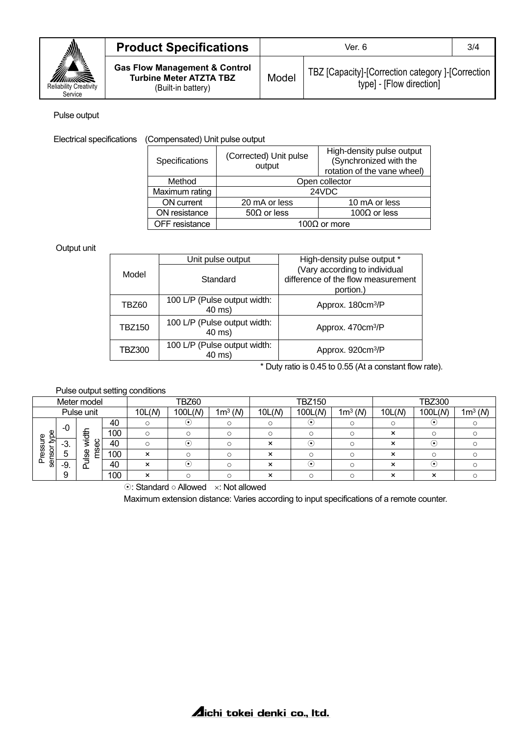Pulse output

Electrical specifications (Compensated) Unit pulse output

| Specifications | (Corrected) Unit pulse output | High-density pulse output (Synchronized with the rotation of the vane wheel) |
|---|---|---|
| Method | Open collector | |
| Maximum rating | 24VDC | |
| ON current | 20 mA or less | 10 mA or less |
| ON resistance | 50Ω or less | 100Ω or less |
| OFF resistance | 100Ω or more | |

Output unit

| Model | Unit pulse output | High-density pulse output * (Vary according to individual difference of the flow measurement portion.) |
|---|---|---|
| | Standard | |
| TBZ60 | 100 L/P (Pulse output width: 40 ms) | Approx. 180cm³/P |
| TBZ150 | 100 L/P (Pulse output width: 40 ms) | Approx. 470cm³/P |
| TBZ300 | 100 L/P (Pulse output width: 40 ms) | Approx. 920cm³/P |

* Duty ratio is 0.45 to 0.55 (At a constant flow rate).

Pulse output setting conditions

| Meter model | | | | TBZ60 | | | TBZ150 | | | TBZ300 | | |
|---|---|---|---|---|---|---|---|---|---|---|---|---|
| Pulse unit | | | | 10L(*N*) | 100L(*N*) | 1m³ (*N*) | 10L(*N*) | 100L(*N*) | 1m³ (*N*) | 10L(*N*) | 100L(*N*) | 1m³ (*N*) |
| Pressure sensor type | -0 | Pulse width msec | 40 | ○ | ⊙ | ○ | ○ | ⊙ | ○ | ○ | ⊙ | ○ |
| | | | 100 | ○ | ○ | ○ | ○ | ○ | ○ | × | ○ | ○ |
| | -3.5 | | 40 | ○ | ⊙ | ○ | × | ⊙ | ○ | × | ⊙ | ○ |
| | | | 100 | × | ○ | ○ | × | ○ | ○ | × | ○ | ○ |
| | -9.9 | | 40 | × | ⊙ | ○ | × | ⊙ | ○ | × | ⊙ | ○ |
| | | | 100 | × | ○ | ○ | × | ○ | ○ | × | × | ○ |

⊙: Standard ○ Allowed ×: Not allowed

Maximum extension distance: Varies according to input specifications of a remote counter.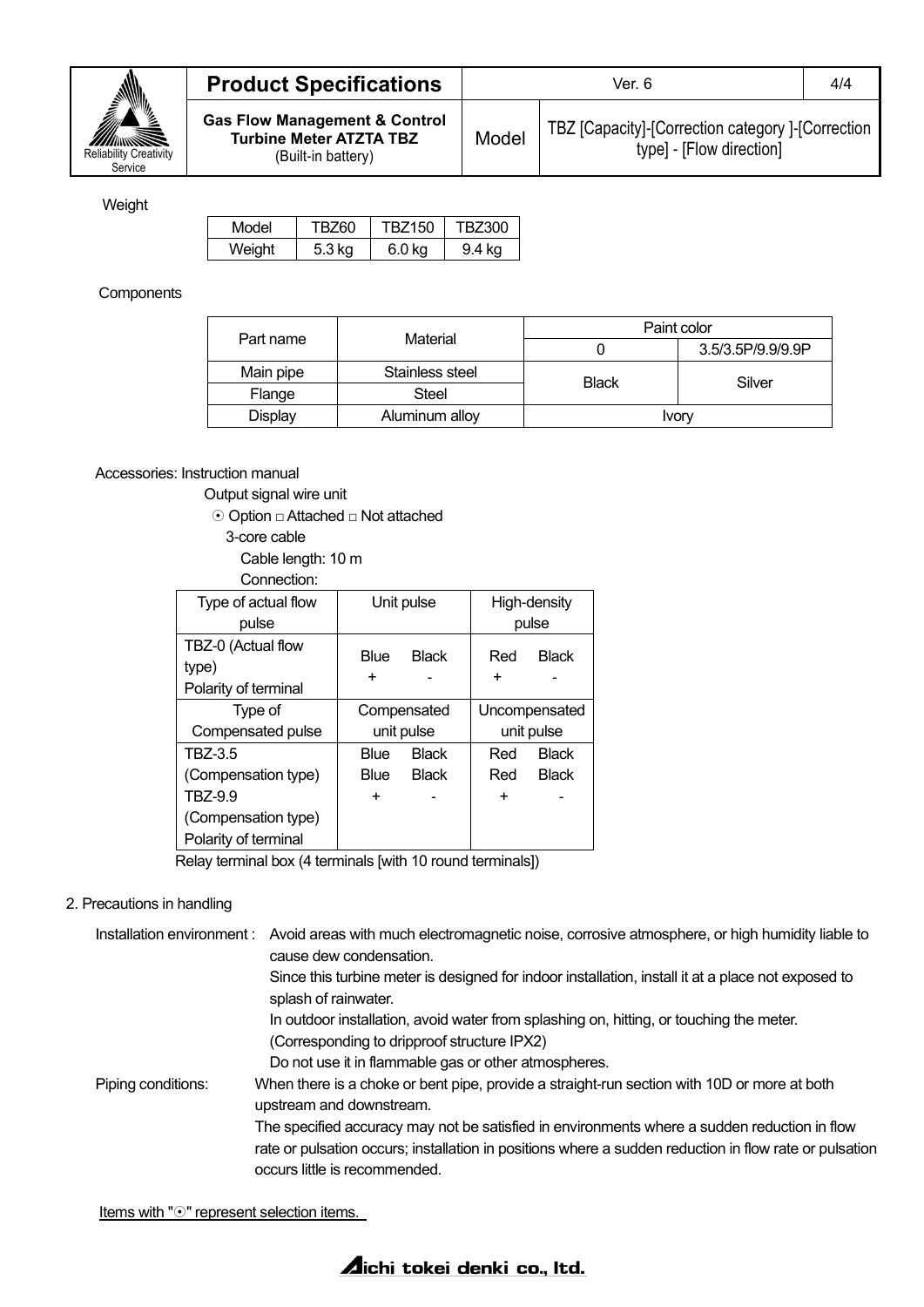Weight

| Model | TBZ60 | TBZ150 | TBZ300 |
|---|---|---|---|
| Weight | 5.3 kg | 6.0 kg | 9.4 kg |

Components

| Part name | Material | Paint color | |
|---|---|---|---|
| | | 0 | 3.5/3.5P/9.9/9.9P |
| Main pipe | Stainless steel | Black | Silver |
| Flange | Steel | | |
| Display | Aluminum alloy | Ivory | |

Accessories: Instruction manual

Output signal wire unit

☉ Option □ Attached □ Not attached

3-core cable

Cable length: 10 m

Connection:

| Type of actual flow pulse | Unit pulse | High-density pulse |
|---|---|---|
| TBZ-0 (Actual flow type)<br>Polarity of terminal | Blue Black<br>+ - | Red Black<br>+ - |
| Type of Compensated pulse | Compensated unit pulse | Uncompensated unit pulse |
| TBZ-3.5 (Compensation type)<br>TBZ-9.9 (Compensation type)<br>Polarity of terminal | Blue Black<br>Blue Black<br>+ - | Red Black<br>Red Black<br>+ - |

Relay terminal box (4 terminals [with 10 round terminals])

2. Precautions in handling

Installation environment : Avoid areas with much electromagnetic noise, corrosive atmosphere, or high humidity liable to cause dew condensation.
Since this turbine meter is designed for indoor installation, install it at a place not exposed to splash of rainwater.
In outdoor installation, avoid water from splashing on, hitting, or touching the meter. (Corresponding to dripproof structure IPX2)
Do not use it in flammable gas or other atmospheres.

Piping conditions: When there is a choke or bent pipe, provide a straight-run section with 10D or more at both upstream and downstream.
The specified accuracy may not be satisfied in environments where a sudden reduction in flow rate or pulsation occurs; installation in positions where a sudden reduction in flow rate or pulsation occurs little is recommended.

Items with "☉" represent selection items.